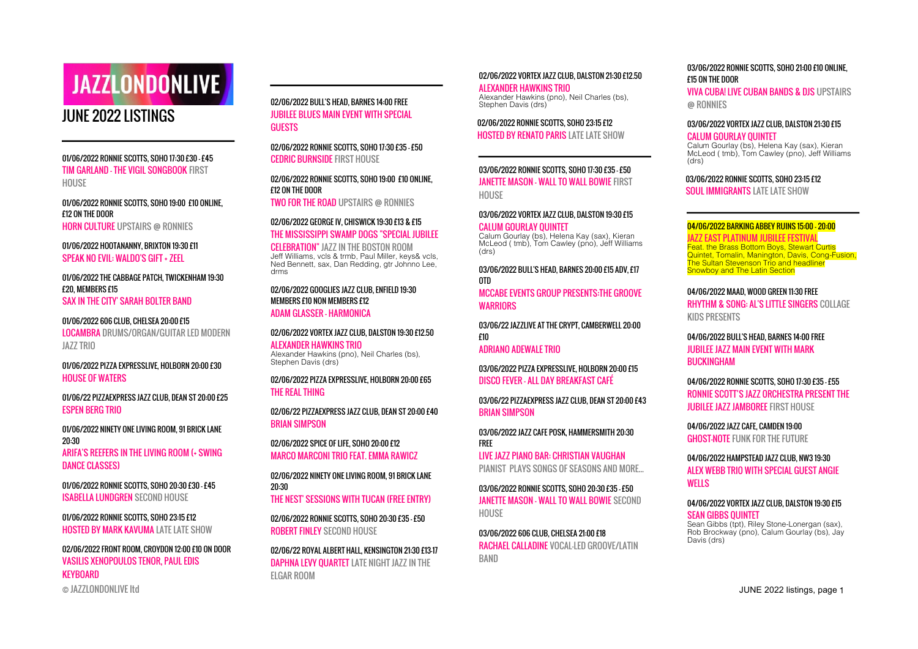# JAZZLONDONLIVE

## JUNE 2022 LISTINGS

---

01/06/2022 RONNIE SCOTTS, SOHO 17:30 £30 - £45
TIM GARLAND - THE VIGIL SONGBOOK FIRST HOUSE

01/06/2022 RONNIE SCOTTS, SOHO 19:00 £10 ONLINE, £12 ON THE DOOR
HORN CULTURE UPSTAIRS @ RONNIES

01/06/2022 HOOTANANNY, BRIXTON 19:30 £11
SPEAK NO EVIL: WALDO'S GIFT + ZEEL

01/06/2022 THE CABBAGE PATCH, TWICKENHAM 19:30 £20, MEMBERS £15
SAX IN THE CITY' SARAH BOLTER BAND

01/06/2022 606 CLUB, CHELSEA 20:00 £15
LOCAMBRA DRUMS/ORGAN/GUITAR LED MODERN JAZZ TRIO

01/06/2022 PIZZA EXPRESSLIVE, HOLBORN 20:00 £30
HOUSE OF WATERS

01/06/22 PIZZAEXPRESS JAZZ CLUB, DEAN ST 20:00 £25
ESPEN BERG TRIO

01/06/2022 NINETY ONE LIVING ROOM, 91 BRICK LANE 20:30
ARIFA'S REEFERS IN THE LIVING ROOM (+ SWING DANCE CLASSES)

01/06/2022 RONNIE SCOTTS, SOHO 20:30 £30 - £45
ISABELLA LUNDGREN SECOND HOUSE

01/06/2022 RONNIE SCOTTS, SOHO 23:15 £12
HOSTED BY MARK KAVUMA LATE LATE SHOW

02/06/2022 FRONT ROOM, CROYDON 12:00 £10 ON DOOR
VASILIS XENOPOULOS TENOR, PAUL EDIS KEYBOARD

---

02/06/2022 BULL'S HEAD, BARNES 14:00 FREE
JUBILEE BLUES MAIN EVENT WITH SPECIAL GUESTS

02/06/2022 RONNIE SCOTTS, SOHO 17:30 £35 - £50
CEDRIC BURNSIDE FIRST HOUSE

02/06/2022 RONNIE SCOTTS, SOHO 19:00 £10 ONLINE, £12 ON THE DOOR
TWO FOR THE ROAD UPSTAIRS @ RONNIES

02/06/2022 GEORGE IV, CHISWICK 19:30 £13 & £15
THE MISSISSIPPI SWAMP DOGS "SPECIAL JUBILEE CELEBRATION" JAZZ IN THE BOSTON ROOM
Jeff Williams, vcls & trmb, Paul Miller, keys& vcls, Ned Bennett, sax, Dan Redding, gtr Johnno Lee, drms

02/06/2022 GOOGLIES JAZZ CLUB, ENFIELD 19:30 MEMBERS £10 NON MEMBERS £12
ADAM GLASSER - HARMONICA

02/06/2022 VORTEX JAZZ CLUB, DALSTON 19:30 £12.50
ALEXANDER HAWKINS TRIO
Alexander Hawkins (pno), Neil Charles (bs), Stephen Davis (drs)

02/06/2022 PIZZA EXPRESSLIVE, HOLBORN 20:00 £65
THE REAL THING

02/06/22 PIZZAEXPRESS JAZZ CLUB, DEAN ST 20:00 £40
BRIAN SIMPSON

02/06/2022 SPICE OF LIFE, SOHO 20:00 £12
MARCO MARCONI TRIO FEAT. EMMA RAWICZ

02/06/2022 NINETY ONE LIVING ROOM, 91 BRICK LANE 20:30
THE NEST' SESSIONS WITH TUCAN (FREE ENTRY)

02/06/2022 RONNIE SCOTTS, SOHO 20:30 £35 - £50
ROBERT FINLEY SECOND HOUSE

02/06/22 ROYAL ALBERT HALL, KENSINGTON 21:30 £13-17
DAPHNA LEVY QUARTET LATE NIGHT JAZZ IN THE ELGAR ROOM

02/06/2022 VORTEX JAZZ CLUB, DALSTON 21:30 £12.50
ALEXANDER HAWKINS TRIO
Alexander Hawkins (pno), Neil Charles (bs), Stephen Davis (drs)

02/06/2022 RONNIE SCOTTS, SOHO 23:15 £12
HOSTED BY RENATO PARIS LATE LATE SHOW

---

03/06/2022 RONNIE SCOTTS, SOHO 17:30 £35 - £50
JANETTE MASON - WALL TO WALL BOWIE FIRST HOUSE

03/06/2022 VORTEX JAZZ CLUB, DALSTON 19:30 £15
CALUM GOURLAY QUINTET
Calum Gourlay (bs), Helena Kay (sax), Kieran McLeod ( tmb), Tom Cawley (pno), Jeff Williams (drs)

03/06/2022 BULL'S HEAD, BARNES 20:00 £15 ADV, £17 OTD
MCCABE EVENTS GROUP PRESENTS:THE GROOVE WARRIORS

03/06/22 JAZZLIVE AT THE CRYPT, CAMBERWELL 20:00 £10
ADRIANO ADEWALE TRIO

03/06/2022 PIZZA EXPRESSLIVE, HOLBORN 20:00 £15
DISCO FEVER - ALL DAY BREAKFAST CAFÉ

03/06/22 PIZZAEXPRESS JAZZ CLUB, DEAN ST 20:00 £43
BRIAN SIMPSON

03/06/2022 JAZZ CAFE POSK, HAMMERSMITH 20:30 FREE
LIVE JAZZ PIANO BAR: CHRISTIAN VAUGHAN PIANIST PLAYS SONGS OF SEASONS AND MORE...

03/06/2022 RONNIE SCOTTS, SOHO 20:30 £35 - £50
JANETTE MASON - WALL TO WALL BOWIE SECOND HOUSE

03/06/2022 606 CLUB, CHELSEA 21:00 £18
RACHAEL CALLADINE VOCAL-LED GROOVE/LATIN BAND

03/06/2022 RONNIE SCOTTS, SOHO 21:00 £10 ONLINE, £15 ON THE DOOR
VIVA CUBA! LIVE CUBAN BANDS & DJS UPSTAIRS @ RONNIES

03/06/2022 VORTEX JAZZ CLUB, DALSTON 21:30 £15
CALUM GOURLAY QUINTET
Calum Gourlay (bs), Helena Kay (sax), Kieran McLeod ( tmb), Tom Cawley (pno), Jeff Williams (drs)

03/06/2022 RONNIE SCOTTS, SOHO 23:15 £12
SOUL IMMIGRANTS LATE LATE SHOW

---

04/06/2022 BARKING ABBEY RUINS 15:00 - 20:00
JAZZ EAST PLATINUM JUBILEE FESTIVAL
Feat. the Brass Bottom Boys, Stewart Curtis Quintet, Tomalin, Manington, Davis, Cong-Fusion, The Sultan Stevenson Trio and headliner Snowboy and The Latin Section

04/06/2022 MAAD, WOOD GREEN 11:30 FREE
RHYTHM & SONG: AL'S LITTLE SINGERS COLLAGE KIDS PRESENTS

04/06/2022 BULL'S HEAD, BARNES 14:00 FREE
JUBILEE JAZZ MAIN EVENT WITH MARK BUCKINGHAM

04/06/2022 RONNIE SCOTTS, SOHO 17:30 £35 - £55
RONNIE SCOTT'S JAZZ ORCHESTRA PRESENT THE JUBILEE JAZZ JAMBOREE FIRST HOUSE

04/06/2022 JAZZ CAFE, CAMDEN 19:00
GHOST-NOTE FUNK FOR THE FUTURE

04/06/2022 HAMPSTEAD JAZZ CLUB, NW3 19:30
ALEX WEBB TRIO WITH SPECIAL GUEST ANGIE WELLS

04/06/2022 VORTEX JAZZ CLUB, DALSTON 19:30 £15
SEAN GIBBS QUINTET
Sean Gibbs (tpt), Riley Stone-Lonergan (sax), Rob Brockway (pno), Calum Gourlay (bs), Jay Davis (drs)

© JAZZLONDONLIVE ltd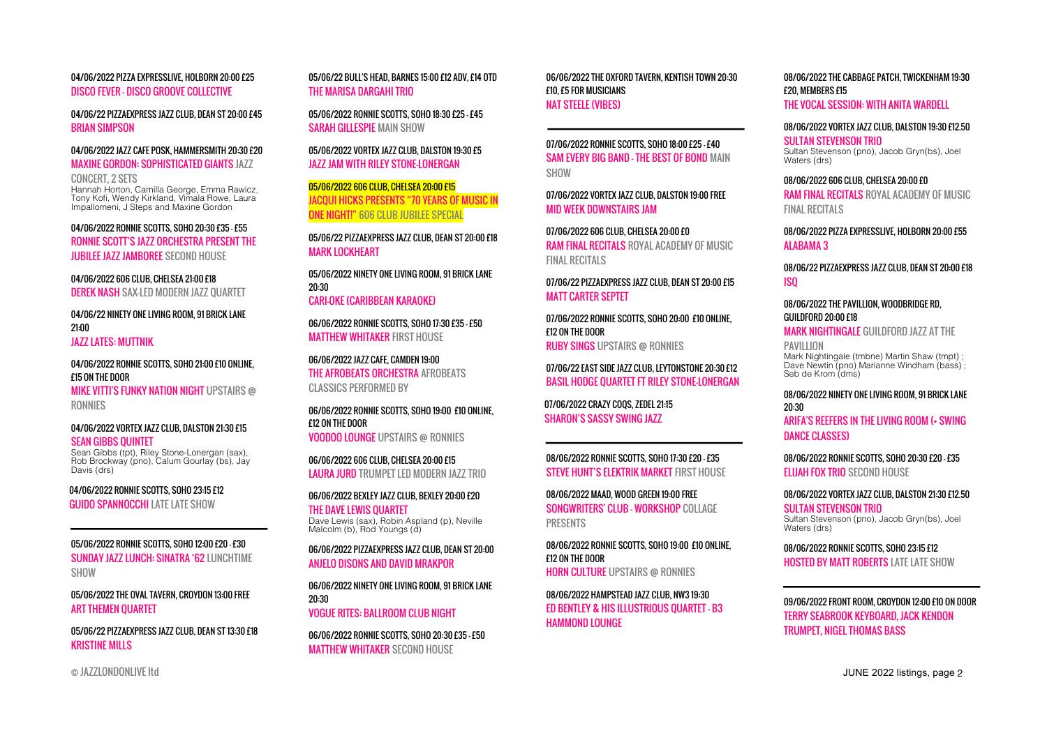04/06/2022 PIZZA EXPRESSLIVE, HOLBORN 20:00 £25
DISCO FEVER - DISCO GROOVE COLLECTIVE

04/06/22 PIZZAEXPRESS JAZZ CLUB, DEAN ST 20:00 £45
BRIAN SIMPSON

04/06/2022 JAZZ CAFE POSK, HAMMERSMITH 20:30 £20
MAXINE GORDON: SOPHISTICATED GIANTS JAZZ CONCERT, 2 SETS
Hannah Horton, Camilla George, Emma Rawicz, Tony Kofi, Wendy Kirkland, Vimala Rowe, Laura Impallomeni, J Steps and Maxine Gordon

04/06/2022 RONNIE SCOTTS, SOHO 20:30 £35 - £55
RONNIE SCOTT'S JAZZ ORCHESTRA PRESENT THE JUBILEE JAZZ JAMBOREE SECOND HOUSE

04/06/2022 606 CLUB, CHELSEA 21:00 £18
DEREK NASH SAX-LED MODERN JAZZ QUARTET

04/06/22 NINETY ONE LIVING ROOM, 91 BRICK LANE 21:00
JAZZ LATES: MUTTNIK

04/06/2022 RONNIE SCOTTS, SOHO 21:00 £10 ONLINE, £15 ON THE DOOR
MIKE VITTI'S FUNKY NATION NIGHT UPSTAIRS @ RONNIES

04/06/2022 VORTEX JAZZ CLUB, DALSTON 21:30 £15
SEAN GIBBS QUINTET
Sean Gibbs (tpt), Riley Stone-Lonergan (sax), Rob Brockway (pno), Calum Gourlay (bs), Jay Davis (drs)

04/06/2022 RONNIE SCOTTS, SOHO 23:15 £12
GUIDO SPANNOCCHI LATE LATE SHOW

---

05/06/2022 RONNIE SCOTTS, SOHO 12:00 £20 - £30
SUNDAY JAZZ LUNCH: SINATRA '62 LUNCHTIME SHOW

05/06/2022 THE OVAL TAVERN, CROYDON 13:00 FREE
ART THEMEN QUARTET

05/06/22 PIZZAEXPRESS JAZZ CLUB, DEAN ST 13:30 £18
KRISTINE MILLS

05/06/22 BULL'S HEAD, BARNES 15:00 £12 ADV, £14 OTD
THE MARISA DARGAHI TRIO

05/06/2022 RONNIE SCOTTS, SOHO 18:30 £25 - £45
SARAH GILLESPIE MAIN SHOW

05/06/2022 VORTEX JAZZ CLUB, DALSTON 19:30 £5
JAZZ JAM WITH RILEY STONE-LONERGAN

05/06/2022 606 CLUB, CHELSEA 20:00 £15
JACQUI HICKS PRESENTS "70 YEARS OF MUSIC IN ONE NIGHT!" 606 CLUB JUBILEE SPECIAL

05/06/22 PIZZAEXPRESS JAZZ CLUB, DEAN ST 20:00 £18
MARK LOCKHEART

05/06/2022 NINETY ONE LIVING ROOM, 91 BRICK LANE 20:30
CARI-OKE (CARIBBEAN KARAOKE)

06/06/2022 RONNIE SCOTTS, SOHO 17:30 £35 - £50
MATTHEW WHITAKER FIRST HOUSE

06/06/2022 JAZZ CAFE, CAMDEN 19:00
THE AFROBEATS ORCHESTRA AFROBEATS CLASSICS PERFORMED BY

06/06/2022 RONNIE SCOTTS, SOHO 19:00 £10 ONLINE, £12 ON THE DOOR
VOODOO LOUNGE UPSTAIRS @ RONNIES

06/06/2022 606 CLUB, CHELSEA 20:00 £15
LAURA JURD TRUMPET LED MODERN JAZZ TRIO

06/06/2022 BEXLEY JAZZ CLUB, BEXLEY 20:00 £20
THE DAVE LEWIS QUARTET
Dave Lewis (sax), Robin Aspland (p), Neville Malcolm (b), Rod Youngs (d)

06/06/2022 PIZZAEXPRESS JAZZ CLUB, DEAN ST 20:00
ANJELO DISONS AND DAVID MRAKPOR

06/06/2022 NINETY ONE LIVING ROOM, 91 BRICK LANE 20:30
VOGUE RITES: BALLROOM CLUB NIGHT

06/06/2022 RONNIE SCOTTS, SOHO 20:30 £35 - £50
MATTHEW WHITAKER SECOND HOUSE

06/06/2022 THE OXFORD TAVERN, KENTISH TOWN 20:30 £10, £5 FOR MUSICIANS
NAT STEELE (VIBES)

---

07/06/2022 RONNIE SCOTTS, SOHO 18:00 £25 - £40
SAM EVERY BIG BAND - THE BEST OF BOND MAIN SHOW

07/06/2022 VORTEX JAZZ CLUB, DALSTON 19:00 FREE
MID WEEK DOWNSTAIRS JAM

07/06/2022 606 CLUB, CHELSEA 20:00 £0
RAM FINAL RECITALS ROYAL ACADEMY OF MUSIC FINAL RECITALS

07/06/22 PIZZAEXPRESS JAZZ CLUB, DEAN ST 20:00 £15
MATT CARTER SEPTET

07/06/2022 RONNIE SCOTTS, SOHO 20:00 £10 ONLINE, £12 ON THE DOOR
RUBY SINGS UPSTAIRS @ RONNIES

07/06/22 EAST SIDE JAZZ CLUB, LEYTONSTONE 20:30 £12
BASIL HODGE QUARTET FT RILEY STONE-LONERGAN

07/06/2022 CRAZY COQS, ZEDEL 21:15
SHARON'S SASSY SWING JAZZ

---

08/06/2022 RONNIE SCOTTS, SOHO 17:30 £20 - £35
STEVE HUNT'S ELEKTRIK MARKET FIRST HOUSE

08/06/2022 MAAD, WOOD GREEN 19:00 FREE
SONGWRITERS' CLUB - WORKSHOP COLLAGE PRESENTS

08/06/2022 RONNIE SCOTTS, SOHO 19:00 £10 ONLINE, £12 ON THE DOOR
HORN CULTURE UPSTAIRS @ RONNIES

08/06/2022 HAMPSTEAD JAZZ CLUB, NW3 19:30
ED BENTLEY & HIS ILLUSTRIOUS QUARTET - B3 HAMMOND LOUNGE

08/06/2022 THE CABBAGE PATCH, TWICKENHAM 19:30 £20, MEMBERS £15
THE VOCAL SESSION: WITH ANITA WARDELL

08/06/2022 VORTEX JAZZ CLUB, DALSTON 19:30 £12.50
SULTAN STEVENSON TRIO
Sultan Stevenson (pno), Jacob Gryn(bs), Joel Waters (drs)

08/06/2022 606 CLUB, CHELSEA 20:00 £0
RAM FINAL RECITALS ROYAL ACADEMY OF MUSIC FINAL RECITALS

08/06/2022 PIZZA EXPRESSLIVE, HOLBORN 20:00 £55
ALABAMA 3

08/06/22 PIZZAEXPRESS JAZZ CLUB, DEAN ST 20:00 £18
ISQ

08/06/2022 THE PAVILLION, WOODBRIDGE RD, GUILDFORD 20:00 £18
MARK NIGHTINGALE GUILDFORD JAZZ AT THE PAVILLION
Mark Nightingale (tmbne) Martin Shaw (tmpt) ; Dave Newtin (pno) Marianne Windham (bass) ; Seb de Krom (dms)

08/06/2022 NINETY ONE LIVING ROOM, 91 BRICK LANE 20:30
ARIFA'S REEFERS IN THE LIVING ROOM (+ SWING DANCE CLASSES)

08/06/2022 RONNIE SCOTTS, SOHO 20:30 £20 - £35
ELIJAH FOX TRIO SECOND HOUSE

08/06/2022 VORTEX JAZZ CLUB, DALSTON 21:30 £12.50
SULTAN STEVENSON TRIO
Sultan Stevenson (pno), Jacob Gryn(bs), Joel Waters (drs)

08/06/2022 RONNIE SCOTTS, SOHO 23:15 £12
HOSTED BY MATT ROBERTS LATE LATE SHOW

---

09/06/2022 FRONT ROOM, CROYDON 12:00 £10 ON DOOR
TERRY SEABROOK KEYBOARD, JACK KENDON TRUMPET, NIGEL THOMAS BASS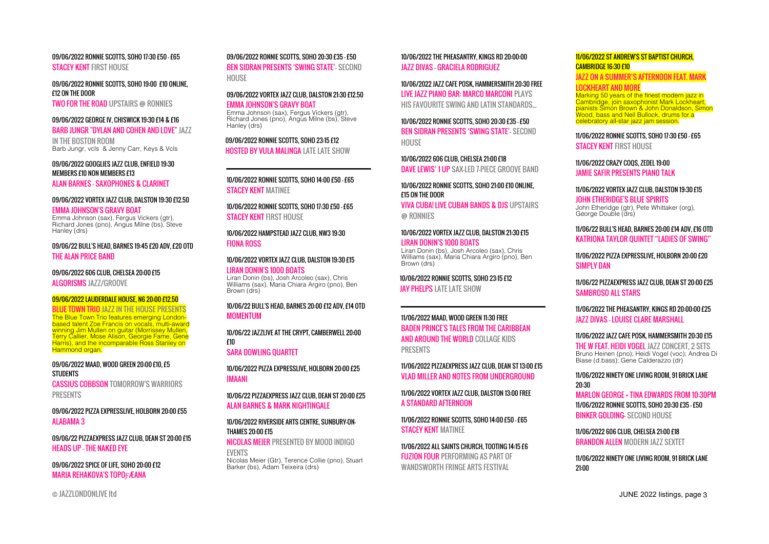09/06/2022 RONNIE SCOTTS, SOHO 17:30 £50 - £65
STACEY KENT FIRST HOUSE

09/06/2022 RONNIE SCOTTS, SOHO 19:00 £10 ONLINE, £12 ON THE DOOR
TWO FOR THE ROAD UPSTAIRS @ RONNIES

09/06/2022 GEORGE IV, CHISWICK 19:30 £14 & £16
BARB JUNGR "DYLAN AND COHEN AND LOVE" JAZZ IN THE BOSTON ROOM
Barb Jungr, vcls & Jenny Carr, Keys & Vcls

09/06/2022 GOOGLIES JAZZ CLUB, ENFIELD 19:30 MEMBERS £10 NON MEMBERS £13
ALAN BARNES - SAXOPHONES & CLARINET

09/06/2022 VORTEX JAZZ CLUB, DALSTON 19:30 £12.50
EMMA JOHNSON'S GRAVY BOAT
Emma Johnson (sax), Fergus Vickers (gtr), Richard Jones (pno), Angus Milne (bs), Steve Hanley (drs)

09/06/22 BULL'S HEAD, BARNES 19:45 £20 ADV, £20 OTD
THE ALAN PRICE BAND

09/06/2022 606 CLUB, CHELSEA 20:00 £15
ALGORISMS JAZZ/GROOVE

09/06/2022 LAUDERDALE HOUSE, N6 20:00 £12.50
BLUE TOWN TRIO JAZZ IN THE HOUSE PRESENTS
The Blue Town Trio features emerging London-based talent Zoe Francis on vocals, multi-award winning Jim Mullen on guitar (Morrissey Mullen, Terry Callier, Mose Alison, Georgie Fame, Gene Harris), and the incomparable Ross Stanley on Hammond organ.

09/06/2022 MAAD, WOOD GREEN 20:00 £10, £5 STUDENTS
CASSIUS COBBSON TOMORROW'S WARRIORS PRESENTS

09/06/2022 PIZZA EXPRESSLIVE, HOLBORN 20:00 £55
ALABAMA 3

09/06/22 PIZZAEXPRESS JAZZ CLUB, DEAN ST 20:00 £15
HEADS UP - THE NAKED EYE

09/06/2022 SPICE OF LIFE, SOHO 20:00 £12
MARIA REHAKOVA'S TOPOƒÆANA

09/06/2022 RONNIE SCOTTS, SOHO 20:30 £35 - £50
BEN SIDRAN PRESENTS 'SWING STATE'- SECOND HOUSE

09/06/2022 VORTEX JAZZ CLUB, DALSTON 21:30 £12.50
EMMA JOHNSON'S GRAVY BOAT
Emma Johnson (sax), Fergus Vickers (gtr), Richard Jones (pno), Angus Milne (bs), Steve Hanley (drs)

09/06/2022 RONNIE SCOTTS, SOHO 23:15 £12
HOSTED BY VULA MALINGA LATE LATE SHOW

---

10/06/2022 RONNIE SCOTTS, SOHO 14:00 £50 - £65
STACEY KENT MATINEE

10/06/2022 RONNIE SCOTTS, SOHO 17:30 £50 - £65
STACEY KENT FIRST HOUSE

10/06/2022 HAMPSTEAD JAZZ CLUB, NW3 19:30
FIONA ROSS

10/06/2022 VORTEX JAZZ CLUB, DALSTON 19:30 £15
LIRAN DONIN'S 1000 BOATS
Liran Donin (bs), Josh Arcoleo (sax), Chris Williams (sax), Maria Chiara Argiro (pno), Ben Brown (drs)

10/06/22 BULL'S HEAD, BARNES 20:00 £12 ADV, £14 OTD
MOMENTUM

10/06/22 JAZZLIVE AT THE CRYPT, CAMBERWELL 20:00 £10
SARA DOWLING QUARTET

10/06/2022 PIZZA EXPRESSLIVE, HOLBORN 20:00 £25
IMAANI

10/06/22 PIZZAEXPRESS JAZZ CLUB, DEAN ST 20:00 £25
ALAN BARNES & MARK NIGHTINGALE

10/06/2022 RIVERSIDE ARTS CENTRE, SUNBURY-ON-THAMES 20:00 £15
NICOLAS MEIER PRESENTED BY MOOD INDIGO EVENTS
Nicolas Meier (Gtr), Terence Collie (pno), Stuart Barker (bs), Adam Teixeira (drs)

10/06/2022 THE PHEASANTRY, KINGS RD 20:00:00
JAZZ DIVAS - GRACIELA RODRIGUEZ

10/06/2022 JAZZ CAFE POSK, HAMMERSMITH 20:30 FREE
LIVE JAZZ PIANO BAR: MARCO MARCONI PLAYS HIS FAVOURITE SWING AND LATIN STANDARDS...

10/06/2022 RONNIE SCOTTS, SOHO 20:30 £35 - £50
BEN SIDRAN PRESENTS 'SWING STATE'- SECOND HOUSE

10/06/2022 606 CLUB, CHELSEA 21:00 £18
DAVE LEWIS' 1 UP SAX-LED 7-PIECE GROOVE BAND

10/06/2022 RONNIE SCOTTS, SOHO 21:00 £10 ONLINE, £15 ON THE DOOR
VIVA CUBA! LIVE CUBAN BANDS & DJS UPSTAIRS @ RONNIES

10/06/2022 VORTEX JAZZ CLUB, DALSTON 21:30 £15
LIRAN DONIN'S 1000 BOATS
Liran Donin (bs), Josh Arcoleo (sax), Chris Williams (sax), Maria Chiara Argiro (pno), Ben Brown (drs)

10/06/2022 RONNIE SCOTTS, SOHO 23:15 £12
JAY PHELPS LATE LATE SHOW

---

11/06/2022 MAAD, WOOD GREEN 11:30 FREE
BADEN PRINCE'S TALES FROM THE CARIBBEAN AND AROUND THE WORLD COLLAGE KIDS PRESENTS

11/06/2022 PIZZAEXPRESS JAZZ CLUB, DEAN ST 13:00 £15
VLAD MILLER AND NOTES FROM UNDERGROUND

11/06/2022 VORTEX JAZZ CLUB, DALSTON 13:00 FREE
A STANDARD AFTERNOON

11/06/2022 RONNIE SCOTTS, SOHO 14:00 £50 - £65
STACEY KENT MATINEE

11/06/2022 ALL SAINTS CHURCH, TOOTING 14:15 £6
FUZION FOUR PERFORMING AS PART OF WANDSWORTH FRINGE ARTS FESTIVAL

11/06/2022 ST ANDREW'S ST BAPTIST CHURCH, CAMBRIDGE 16:30 £10
JAZZ ON A SUMMER'S AFTERNOON FEAT. MARK LOCKHEART AND MORE
Marking 50 years of the finest modern jazz in Cambridge, join saxophonist Mark Lockheart, pianists Simon Brown & John Donaldson, Simon Wood, bass and Neil Bullock, drums for a celebratory all-star jazz jam session.

11/06/2022 RONNIE SCOTTS, SOHO 17:30 £50 - £65
STACEY KENT FIRST HOUSE

11/06/2022 CRAZY COQS, ZEDEL 19:00
JAMIE SAFIR PRESENTS PIANO TALK

11/06/2022 VORTEX JAZZ CLUB, DALSTON 19:30 £15
JOHN ETHERIDGE'S BLUE SPIRITS
John Etheridge (gtr), Pete Whittaker (org), George Double (drs)

11/06/22 BULL'S HEAD, BARNES 20:00 £14 ADV, £16 OTD
KATRIONA TAYLOR QUINTET "LADIES OF SWING"

11/06/2022 PIZZA EXPRESSLIVE, HOLBORN 20:00 £20
SIMPLY DAN

11/06/22 PIZZAEXPRESS JAZZ CLUB, DEAN ST 20:00 £25
SAMBROSO ALL STARS

11/06/2022 THE PHEASANTRY, KINGS RD 20:00:00 £25
JAZZ DIVAS - LOUISE CLARE MARSHALL

11/06/2022 JAZZ CAFE POSK, HAMMERSMITH 20:30 £15
THE W FEAT. HEIDI VOGEL JAZZ CONCERT, 2 SETS
Bruno Heinen (pno); Heidi Vogel (voc); Andrea Di Biase (d.bass); Gene Calderazzo (dr)

11/06/2022 NINETY ONE LIVING ROOM, 91 BRICK LANE 20:30
MARLON GEORGE + TINA EDWARDS FROM 10:30PM

11/06/2022 RONNIE SCOTTS, SOHO 20:30 £35 - £50
BINKER GOLDING- SECOND HOUSE

11/06/2022 606 CLUB, CHELSEA 21:00 £18
BRANDON ALLEN MODERN JAZZ SEXTET

11/06/2022 NINETY ONE LIVING ROOM, 91 BRICK LANE 21:00

© JAZZLONDONLIVE ltd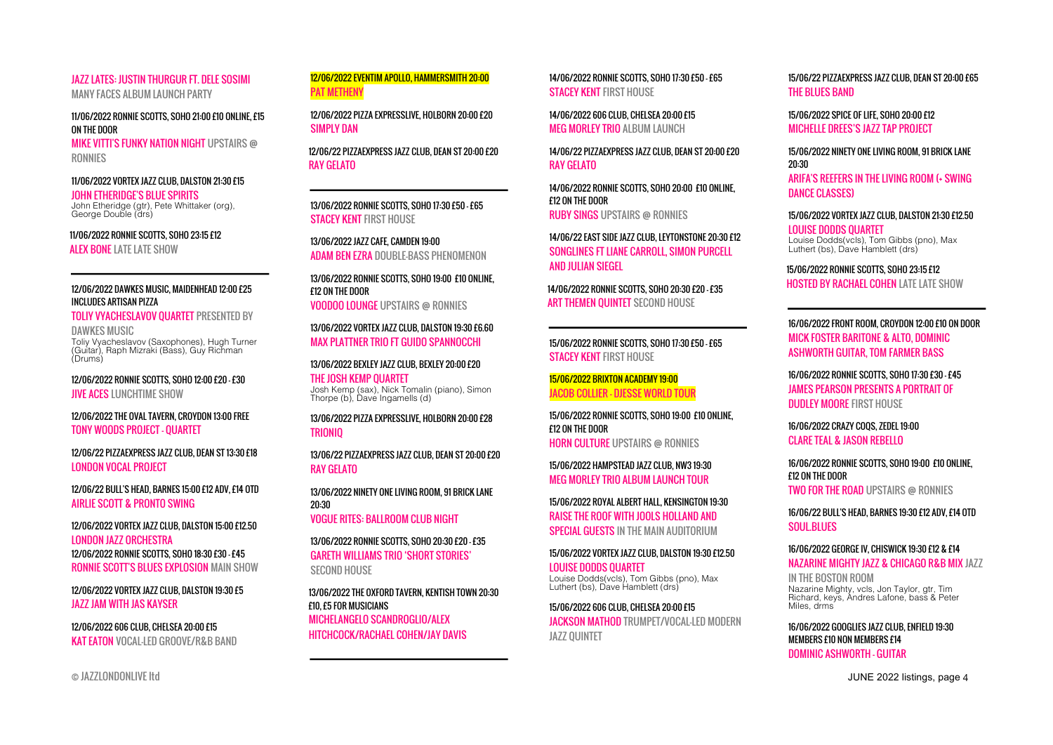JAZZ LATES: JUSTIN THURGUR FT. DELE SOSIMI
MANY FACES ALBUM LAUNCH PARTY

11/06/2022 RONNIE SCOTTS, SOHO 21:00 £10 ONLINE, £15 ON THE DOOR
MIKE VITTI'S FUNKY NATION NIGHT UPSTAIRS @ RONNIES

11/06/2022 VORTEX JAZZ CLUB, DALSTON 21:30 £15
JOHN ETHERIDGE'S BLUE SPIRITS
John Etheridge (gtr), Pete Whittaker (org), George Double (drs)

11/06/2022 RONNIE SCOTTS, SOHO 23:15 £12
ALEX BONE LATE LATE SHOW

---

12/06/2022 DAWKES MUSIC, MAIDENHEAD 12:00 £25 INCLUDES ARTISAN PIZZA
TOLIY VYACHESLAVOV QUARTET PRESENTED BY DAWKES MUSIC
Toliy Vyacheslavov (Saxophones), Hugh Turner (Guitar), Raph Mizraki (Bass), Guy Richman (Drums)

12/06/2022 RONNIE SCOTTS, SOHO 12:00 £20 - £30
JIVE ACES LUNCHTIME SHOW

12/06/2022 THE OVAL TAVERN, CROYDON 13:00 FREE
TONY WOODS PROJECT - QUARTET

12/06/22 PIZZAEXPRESS JAZZ CLUB, DEAN ST 13:30 £18
LONDON VOCAL PROJECT

12/06/22 BULL'S HEAD, BARNES 15:00 £12 ADV, £14 OTD
AIRLIE SCOTT & PRONTO SWING

12/06/2022 VORTEX JAZZ CLUB, DALSTON 15:00 £12.50
LONDON JAZZ ORCHESTRA

12/06/2022 RONNIE SCOTTS, SOHO 18:30 £30 - £45
RONNIE SCOTT'S BLUES EXPLOSION MAIN SHOW

12/06/2022 VORTEX JAZZ CLUB, DALSTON 19:30 £5
JAZZ JAM WITH JAS KAYSER

12/06/2022 606 CLUB, CHELSEA 20:00 £15
KAT EATON VOCAL-LED GROOVE/R&B BAND

12/06/2022 EVENTIM APOLLO, HAMMERSMITH 20:00
PAT METHENY

12/06/2022 PIZZA EXPRESSLIVE, HOLBORN 20:00 £20
SIMPLY DAN

12/06/22 PIZZAEXPRESS JAZZ CLUB, DEAN ST 20:00 £20
RAY GELATO

---

13/06/2022 RONNIE SCOTTS, SOHO 17:30 £50 - £65
STACEY KENT FIRST HOUSE

13/06/2022 JAZZ CAFE, CAMDEN 19:00
ADAM BEN EZRA DOUBLE-BASS PHENOMENON

13/06/2022 RONNIE SCOTTS, SOHO 19:00 £10 ONLINE, £12 ON THE DOOR
VOODOO LOUNGE UPSTAIRS @ RONNIES

13/06/2022 VORTEX JAZZ CLUB, DALSTON 19:30 £6.60
MAX PLATTNER TRIO FT GUIDO SPANNOCCHI

13/06/2022 BEXLEY JAZZ CLUB, BEXLEY 20:00 £20
THE JOSH KEMP QUARTET
Josh Kemp (sax), Nick Tomalin (piano), Simon Thorpe (b), Dave Ingamells (d)

13/06/2022 PIZZA EXPRESSLIVE, HOLBORN 20:00 £28
TRIONIQ

13/06/22 PIZZAEXPRESS JAZZ CLUB, DEAN ST 20:00 £20
RAY GELATO

13/06/2022 NINETY ONE LIVING ROOM, 91 BRICK LANE 20:30
VOGUE RITES: BALLROOM CLUB NIGHT

13/06/2022 RONNIE SCOTTS, SOHO 20:30 £20 - £35
GARETH WILLIAMS TRIO 'SHORT STORIES' SECOND HOUSE

13/06/2022 THE OXFORD TAVERN, KENTISH TOWN 20:30 £10, £5 FOR MUSICIANS
MICHELANGELO SCANDROGLIO/ALEX HITCHCOCK/RACHAEL COHEN/JAY DAVIS

---

14/06/2022 RONNIE SCOTTS, SOHO 17:30 £50 - £65
STACEY KENT FIRST HOUSE

14/06/2022 606 CLUB, CHELSEA 20:00 £15
MEG MORLEY TRIO ALBUM LAUNCH

14/06/22 PIZZAEXPRESS JAZZ CLUB, DEAN ST 20:00 £20
RAY GELATO

14/06/2022 RONNIE SCOTTS, SOHO 20:00 £10 ONLINE, £12 ON THE DOOR
RUBY SINGS UPSTAIRS @ RONNIES

14/06/22 EAST SIDE JAZZ CLUB, LEYTONSTONE 20:30 £12
SONGLINES FT LIANE CARROLL, SIMON PURCELL AND JULIAN SIEGEL

14/06/2022 RONNIE SCOTTS, SOHO 20:30 £20 - £35
ART THEMEN QUINTET SECOND HOUSE

---

15/06/2022 RONNIE SCOTTS, SOHO 17:30 £50 - £65
STACEY KENT FIRST HOUSE

15/06/2022 BRIXTON ACADEMY 19:00
JACOB COLLIER - DJESSE WORLD TOUR

15/06/2022 RONNIE SCOTTS, SOHO 19:00 £10 ONLINE, £12 ON THE DOOR
HORN CULTURE UPSTAIRS @ RONNIES

15/06/2022 HAMPSTEAD JAZZ CLUB, NW3 19:30
MEG MORLEY TRIO ALBUM LAUNCH TOUR

15/06/2022 ROYAL ALBERT HALL, KENSINGTON 19:30
RAISE THE ROOF WITH JOOLS HOLLAND AND SPECIAL GUESTS IN THE MAIN AUDITORIUM

15/06/2022 VORTEX JAZZ CLUB, DALSTON 19:30 £12.50
LOUISE DODDS QUARTET
Louise Dodds(vcls), Tom Gibbs (pno), Max Luthert (bs), Dave Hamblett (drs)

15/06/2022 606 CLUB, CHELSEA 20:00 £15
JACKSON MATHOD TRUMPET/VOCAL-LED MODERN JAZZ QUINTET

15/06/22 PIZZAEXPRESS JAZZ CLUB, DEAN ST 20:00 £65
THE BLUES BAND

15/06/2022 SPICE OF LIFE, SOHO 20:00 £12
MICHELLE DREES'S JAZZ TAP PROJECT

15/06/2022 NINETY ONE LIVING ROOM, 91 BRICK LANE 20:30
ARIFA'S REEFERS IN THE LIVING ROOM (+ SWING DANCE CLASSES)

15/06/2022 VORTEX JAZZ CLUB, DALSTON 21:30 £12.50
LOUISE DODDS QUARTET
Louise Dodds(vcls), Tom Gibbs (pno), Max Luthert (bs), Dave Hamblett (drs)

15/06/2022 RONNIE SCOTTS, SOHO 23:15 £12
HOSTED BY RACHAEL COHEN LATE LATE SHOW

---

16/06/2022 FRONT ROOM, CROYDON 12:00 £10 ON DOOR
MICK FOSTER BARITONE & ALTO, DOMINIC ASHWORTH GUITAR, TOM FARMER BASS

16/06/2022 RONNIE SCOTTS, SOHO 17:30 £30 - £45
JAMES PEARSON PRESENTS A PORTRAIT OF DUDLEY MOORE FIRST HOUSE

16/06/2022 CRAZY COQS, ZEDEL 19:00
CLARE TEAL & JASON REBELLO

16/06/2022 RONNIE SCOTTS, SOHO 19:00 £10 ONLINE, £12 ON THE DOOR
TWO FOR THE ROAD UPSTAIRS @ RONNIES

16/06/22 BULL'S HEAD, BARNES 19:30 £12 ADV, £14 OTD
SOUL.BLUES

16/06/2022 GEORGE IV, CHISWICK 19:30 £12 & £14
NAZARINE MIGHTY JAZZ & CHICAGO R&B MIX JAZZ IN THE BOSTON ROOM
Nazarine Mighty, vcls, Jon Taylor, gtr, Tim Richard, keys, Andres Lafone, bass & Peter Miles, drms

16/06/2022 GOOGLIES JAZZ CLUB, ENFIELD 19:30 MEMBERS £10 NON MEMBERS £14
DOMINIC ASHWORTH - GUITAR

© JAZZLONDONLIVE ltd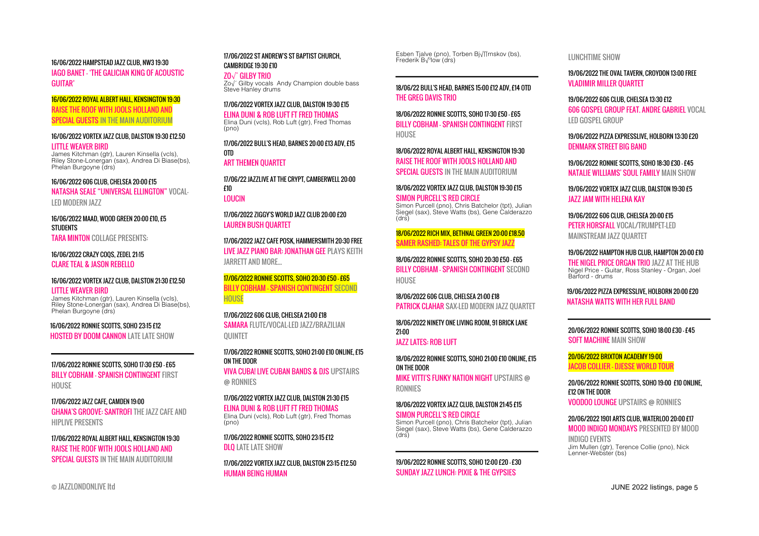16/06/2022 HAMPSTEAD JAZZ CLUB, NW3 19:30
IAGO BANET - 'THE GALICIAN KING OF ACOUSTIC GUITAR'

16/06/2022 ROYAL ALBERT HALL, KENSINGTON 19:30
RAISE THE ROOF WITH JOOLS HOLLAND AND SPECIAL GUESTS IN THE MAIN AUDITORIUM

16/06/2022 VORTEX JAZZ CLUB, DALSTON 19:30 £12.50
LITTLE WEAVER BIRD
James Kitchman (gtr), Lauren Kinsella (vcls), Riley Stone-Lonergan (sax), Andrea Di Biase(bs), Phelan Burgoyne (drs)

16/06/2022 606 CLUB, CHELSEA 20:00 £15
NATASHA SEALE "UNIVERSAL ELLINGTON" VOCAL-LED MODERN JAZZ

16/06/2022 MAAD, WOOD GREEN 20:00 £10, £5 STUDENTS
TARA MINTON COLLAGE PRESENTS:

16/06/2022 CRAZY COQS, ZEDEL 21:15
CLARE TEAL & JASON REBELLO

16/06/2022 VORTEX JAZZ CLUB, DALSTON 21:30 £12.50
LITTLE WEAVER BIRD
James Kitchman (gtr), Lauren Kinsella (vcls), Riley Stone-Lonergan (sax), Andrea Di Biase(bs), Phelan Burgoyne (drs)

16/06/2022 RONNIE SCOTTS, SOHO 23:15 £12
HOSTED BY DOOM CANNON LATE LATE SHOW

---

17/06/2022 RONNIE SCOTTS, SOHO 17:30 £50 - £65
BILLY COBHAM - SPANISH CONTINGENT FIRST HOUSE

17/06/2022 JAZZ CAFE, CAMDEN 19:00
GHANA'S GROOVE: SANTROFI THE JAZZ CAFE AND HIPLIVE PRESENTS

17/06/2022 ROYAL ALBERT HALL, KENSINGTON 19:30
RAISE THE ROOF WITH JOOLS HOLLAND AND SPECIAL GUESTS IN THE MAIN AUDITORIUM

17/06/2022 ST ANDREW'S ST BAPTIST CHURCH, CAMBRIDGE 19:30 £10
ZO√´ GILBY TRIO
Zo√´ Gilby vocals Andy Champion double bass Steve Hanley drums

17/06/2022 VORTEX JAZZ CLUB, DALSTON 19:30 £15
ELINA DUNI & ROB LUFT FT FRED THOMAS
Elina Duni (vcls), Rob Luft (gtr), Fred Thomas (pno)

17/06/2022 BULL'S HEAD, BARNES 20:00 £13 ADV, £15 OTD
ART THEMEN QUARTET

17/06/22 JAZZLIVE AT THE CRYPT, CAMBERWELL 20:00 £10
LOUCIN

17/06/2022 ZIGGY'S WORLD JAZZ CLUB 20:00 £20
LAUREN BUSH QUARTET

17/06/2022 JAZZ CAFE POSK, HAMMERSMITH 20:30 FREE
LIVE JAZZ PIANO BAR: JONATHAN GEE PLAYS KEITH JARRETT AND MORE...

17/06/2022 RONNIE SCOTTS, SOHO 20:30 £50 - £65
BILLY COBHAM - SPANISH CONTINGENT SECOND HOUSE

17/06/2022 606 CLUB, CHELSEA 21:00 £18
SAMARA FLUTE/VOCAL-LED JAZZ/BRAZILIAN QUINTET

17/06/2022 RONNIE SCOTTS, SOHO 21:00 £10 ONLINE, £15 ON THE DOOR
VIVA CUBA! LIVE CUBAN BANDS & DJS UPSTAIRS @ RONNIES

17/06/2022 VORTEX JAZZ CLUB, DALSTON 21:30 £15
ELINA DUNI & ROB LUFT FT FRED THOMAS
Elina Duni (vcls), Rob Luft (gtr), Fred Thomas (pno)

17/06/2022 RONNIE SCOTTS, SOHO 23:15 £12
DLQ LATE LATE SHOW

17/06/2022 VORTEX JAZZ CLUB, DALSTON 23:15 £12.50
HUMAN BEING HUMAN
Esben Tjalve (pno), Torben Bj√∏rnskov (bs), Frederik B√∏low (drs)

---

18/06/22 BULL'S HEAD, BARNES 15:00 £12 ADV, £14 OTD
THE GREG DAVIS TRIO

18/06/2022 RONNIE SCOTTS, SOHO 17:30 £50 - £65
BILLY COBHAM - SPANISH CONTINGENT FIRST HOUSE

18/06/2022 ROYAL ALBERT HALL, KENSINGTON 19:30
RAISE THE ROOF WITH JOOLS HOLLAND AND SPECIAL GUESTS IN THE MAIN AUDITORIUM

18/06/2022 VORTEX JAZZ CLUB, DALSTON 19:30 £15
SIMON PURCELL'S RED CIRCLE
Simon Purcell (pno), Chris Batchelor (tpt), Julian Siegel (sax), Steve Watts (bs), Gene Calderazzo (drs)

18/06/2022 RICH MIX, BETHNAL GREEN 20:00 £18.50
SAMER RASHED: TALES OF THE GYPSY JAZZ

18/06/2022 RONNIE SCOTTS, SOHO 20:30 £50 - £65
BILLY COBHAM - SPANISH CONTINGENT SECOND HOUSE

18/06/2022 606 CLUB, CHELSEA 21:00 £18
PATRICK CLAHAR SAX-LED MODERN JAZZ QUARTET

18/06/2022 NINETY ONE LIVING ROOM, 91 BRICK LANE 21:00
JAZZ LATES: ROB LUFT

18/06/2022 RONNIE SCOTTS, SOHO 21:00 £10 ONLINE, £15 ON THE DOOR
MIKE VITTI'S FUNKY NATION NIGHT UPSTAIRS @ RONNIES

18/06/2022 VORTEX JAZZ CLUB, DALSTON 21:45 £15
SIMON PURCELL'S RED CIRCLE
Simon Purcell (pno), Chris Batchelor (tpt), Julian Siegel (sax), Steve Watts (bs), Gene Calderazzo (drs)

---

19/06/2022 RONNIE SCOTTS, SOHO 12:00 £20 - £30
SUNDAY JAZZ LUNCH: PIXIE & THE GYPSIES LUNCHTIME SHOW

19/06/2022 THE OVAL TAVERN, CROYDON 13:00 FREE
VLADIMIR MILLER QUARTET

19/06/2022 606 CLUB, CHELSEA 13:30 £12
606 GOSPEL GROUP FEAT. ANDRE GABRIEL VOCAL LED GOSPEL GROUP

19/06/2022 PIZZA EXPRESSLIVE, HOLBORN 13:30 £20
DENMARK STREET BIG BAND

19/06/2022 RONNIE SCOTTS, SOHO 18:30 £30 - £45
NATALIE WILLIAMS' SOUL FAMILY MAIN SHOW

19/06/2022 VORTEX JAZZ CLUB, DALSTON 19:30 £5
JAZZ JAM WITH HELENA KAY

19/06/2022 606 CLUB, CHELSEA 20:00 £15
PETER HORSFALL VOCAL/TRUMPET-LED MAINSTREAM JAZZ QUARTET

19/06/2022 HAMPTON HUB CLUB, HAMPTON 20:00 £10
THE NIGEL PRICE ORGAN TRIO JAZZ AT THE HUB
Nigel Price - Guitar, Ross Stanley - Organ, Joel Barford - drums

19/06/2022 PIZZA EXPRESSLIVE, HOLBORN 20:00 £20
NATASHA WATTS WITH HER FULL BAND

---

20/06/2022 RONNIE SCOTTS, SOHO 18:00 £30 - £45
SOFT MACHINE MAIN SHOW

20/06/2022 BRIXTON ACADEMY 19:00
JACOB COLLIER - DJESSE WORLD TOUR

20/06/2022 RONNIE SCOTTS, SOHO 19:00 £10 ONLINE, £12 ON THE DOOR
VOODOO LOUNGE UPSTAIRS @ RONNIES

20/06/2022 1901 ARTS CLUB, WATERLOO 20:00 £17
MOOD INDIGO MONDAYS PRESENTED BY MOOD INDIGO EVENTS
Jim Mullen (gtr), Terence Collie (pno), Nick Lenner-Webster (bs)

© JAZZLONDONLIVE ltd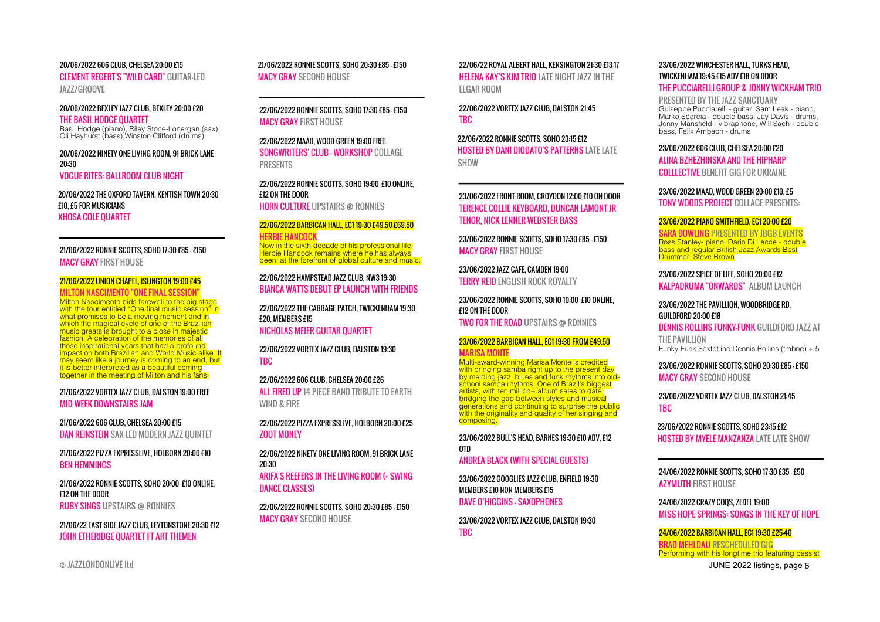20/06/2022 606 CLUB, CHELSEA 20:00 £15
CLEMENT REGERT'S "WILD CARD" GUITAR-LED JAZZ/GROOVE

20/06/2022 BEXLEY JAZZ CLUB, BEXLEY 20:00 £20
THE BASIL HODGE QUARTET
Basil Hodge (piano), Riley Stone-Lonergan (sax), Oli Hayhurst (bass),Winston Clifford (drums)

20/06/2022 NINETY ONE LIVING ROOM, 91 BRICK LANE 20:30
VOGUE RITES: BALLROOM CLUB NIGHT

20/06/2022 THE OXFORD TAVERN, KENTISH TOWN 20:30 £10, £5 FOR MUSICIANS
XHOSA COLE QUARTET

---

21/06/2022 RONNIE SCOTTS, SOHO 17:30 £85 - £150
MACY GRAY FIRST HOUSE

21/06/2022 UNION CHAPEL, ISLINGTON 19:00 £45
MILTON NASCIMENTO "ONE FINAL SESSION"
Milton Nascimento bids farewell to the big stage with the tour entitled "One final music session" in what promises to be a moving moment and in which the magical cycle of one of the Brazilian music greats is brought to a close in majestic fashion. A celebration of the memories of all those inspirational years that had a profound impact on both Brazilian and World Music alike. It may seem like a journey is coming to an end, but it is better interpreted as a beautiful coming together in the meeting of Milton and his fans.

21/06/2022 VORTEX JAZZ CLUB, DALSTON 19:00 FREE
MID WEEK DOWNSTAIRS JAM

21/06/2022 606 CLUB, CHELSEA 20:00 £15
DAN REINSTEIN SAX-LED MODERN JAZZ QUINTET

21/06/2022 PIZZA EXPRESSLIVE, HOLBORN 20:00 £10
BEN HEMMINGS

21/06/2022 RONNIE SCOTTS, SOHO 20:00 £10 ONLINE, £12 ON THE DOOR
RUBY SINGS UPSTAIRS @ RONNIES

21/06/22 EAST SIDE JAZZ CLUB, LEYTONSTONE 20:30 £12
JOHN ETHERIDGE QUARTET FT ART THEMEN

21/06/2022 RONNIE SCOTTS, SOHO 20:30 £85 - £150
MACY GRAY SECOND HOUSE

---

22/06/2022 RONNIE SCOTTS, SOHO 17:30 £85 - £150
MACY GRAY FIRST HOUSE

22/06/2022 MAAD, WOOD GREEN 19:00 FREE
SONGWRITERS' CLUB - WORKSHOP COLLAGE PRESENTS

22/06/2022 RONNIE SCOTTS, SOHO 19:00 £10 ONLINE, £12 ON THE DOOR
HORN CULTURE UPSTAIRS @ RONNIES

22/06/2022 BARBICAN HALL, EC1 19:30 £49.50-£69.50
HERBIE HANCOCK
Now in the sixth decade of his professional life, Herbie Hancock remains where he has always been: at the forefront of global culture and music.

22/06/2022 HAMPSTEAD JAZZ CLUB, NW3 19:30
BIANCA WATTS DEBUT EP LAUNCH WITH FRIENDS

22/06/2022 THE CABBAGE PATCH, TWICKENHAM 19:30 £20, MEMBERS £15
NICHOLAS MEIER GUITAR QUARTET

22/06/2022 VORTEX JAZZ CLUB, DALSTON 19:30
TBC

22/06/2022 606 CLUB, CHELSEA 20:00 £26
ALL FIRED UP 14 PIECE BAND TRIBUTE TO EARTH WIND & FIRE

22/06/2022 PIZZA EXPRESSLIVE, HOLBORN 20:00 £25
ZOOT MONEY

22/06/2022 NINETY ONE LIVING ROOM, 91 BRICK LANE 20:30
ARIFA'S REEFERS IN THE LIVING ROOM (+ SWING DANCE CLASSES)

22/06/2022 RONNIE SCOTTS, SOHO 20:30 £85 - £150
MACY GRAY SECOND HOUSE

22/06/22 ROYAL ALBERT HALL, KENSINGTON 21:30 £13-17
HELENA KAY'S KIM TRIO LATE NIGHT JAZZ IN THE ELGAR ROOM

22/06/2022 VORTEX JAZZ CLUB, DALSTON 21:45
TBC

22/06/2022 RONNIE SCOTTS, SOHO 23:15 £12
HOSTED BY DANI DIODATO'S PATTERNS LATE LATE SHOW

---

23/06/2022 FRONT ROOM, CROYDON 12:00 £10 ON DOOR
TERENCE COLLIE KEYBOARD, DUNCAN LAMONT JR TENOR, NICK LENNER-WEBSTER BASS

23/06/2022 RONNIE SCOTTS, SOHO 17:30 £85 - £150
MACY GRAY FIRST HOUSE

23/06/2022 JAZZ CAFE, CAMDEN 19:00
TERRY REID ENGLISH ROCK ROYALTY

23/06/2022 RONNIE SCOTTS, SOHO 19:00 £10 ONLINE, £12 ON THE DOOR
TWO FOR THE ROAD UPSTAIRS @ RONNIES

23/06/2022 BARBICAN HALL, EC1 19:30 FROM £49.50
MARISA MONTE
Multi-award-winning Marisa Monte is credited with bringing samba right up to the present day by melding jazz, blues and funk rhythms into old-school samba rhythms. One of Brazil's biggest artists, with ten million+ album sales to date, bridging the gap between styles and musical generations and continuing to surprise the public with the originality and quality of her singing and composing.

23/06/2022 BULL'S HEAD, BARNES 19:30 £10 ADV, £12 OTD
ANDREA BLACK (WITH SPECIAL GUESTS)

23/06/2022 GOOGLIES JAZZ CLUB, ENFIELD 19:30 MEMBERS £10 NON MEMBERS £15
DAVE O'HIGGINS - SAXOPHONES

23/06/2022 VORTEX JAZZ CLUB, DALSTON 19:30
TBC

23/06/2022 WINCHESTER HALL, TURKS HEAD, TWICKENHAM 19:45 £15 ADV £18 ON DOOR
THE PUCCIARELLI GROUP & JONNY WICKHAM TRIO
PRESENTED BY THE JAZZ SANCTUARY
Guiseppe Pucciarelli - guitar, Sam Leak - piano, Marko Scarcia - double bass, Jay Davis - drums, Jonny Mansfield - vibraphone, Will Sach - double bass, Felix Ambach - drums

23/06/2022 606 CLUB, CHELSEA 20:00 £20
ALINA BZHEZHINSKA AND THE HIPHARP COLLLECTIVE BENEFIT GIG FOR UKRAINE

23/06/2022 MAAD, WOOD GREEN 20:00 £10, £5
TONY WOODS PROJECT COLLAGE PRESENTS:

23/06/2022 PIANO SMITHFIELD, EC1 20:00 £20
SARA DOWLING PRESENTED BY JBGB EVENTS
Ross Stanley- piano, Dario Di Lecce - double bass and regular British Jazz Awards Best Drummer Steve Brown

23/06/2022 SPICE OF LIFE, SOHO 20:00 £12
KALPADRUMA "ONWARDS" ALBUM LAUNCH

23/06/2022 THE PAVILLION, WOODBRIDGE RD, GUILDFORD 20:00 £18
DENNIS ROLLINS FUNKY-FUNK GUILDFORD JAZZ AT THE PAVILLION
Funky Funk Sextet inc Dennis Rollins (trmbne) + 5

23/06/2022 RONNIE SCOTTS, SOHO 20:30 £85 - £150
MACY GRAY SECOND HOUSE

23/06/2022 VORTEX JAZZ CLUB, DALSTON 21:45
TBC

23/06/2022 RONNIE SCOTTS, SOHO 23:15 £12
HOSTED BY MYELE MANZANZA LATE LATE SHOW

---

24/06/2022 RONNIE SCOTTS, SOHO 17:30 £35 - £50
AZYMUTH FIRST HOUSE

24/06/2022 CRAZY COQS, ZEDEL 19:00
MISS HOPE SPRINGS: SONGS IN THE KEY OF HOPE

24/06/2022 BARBICAN HALL, EC1 19:30 £25-40
BRAD MEHLDAU RESCHEDULED GIG
Performing with his longtime trio featuring bassist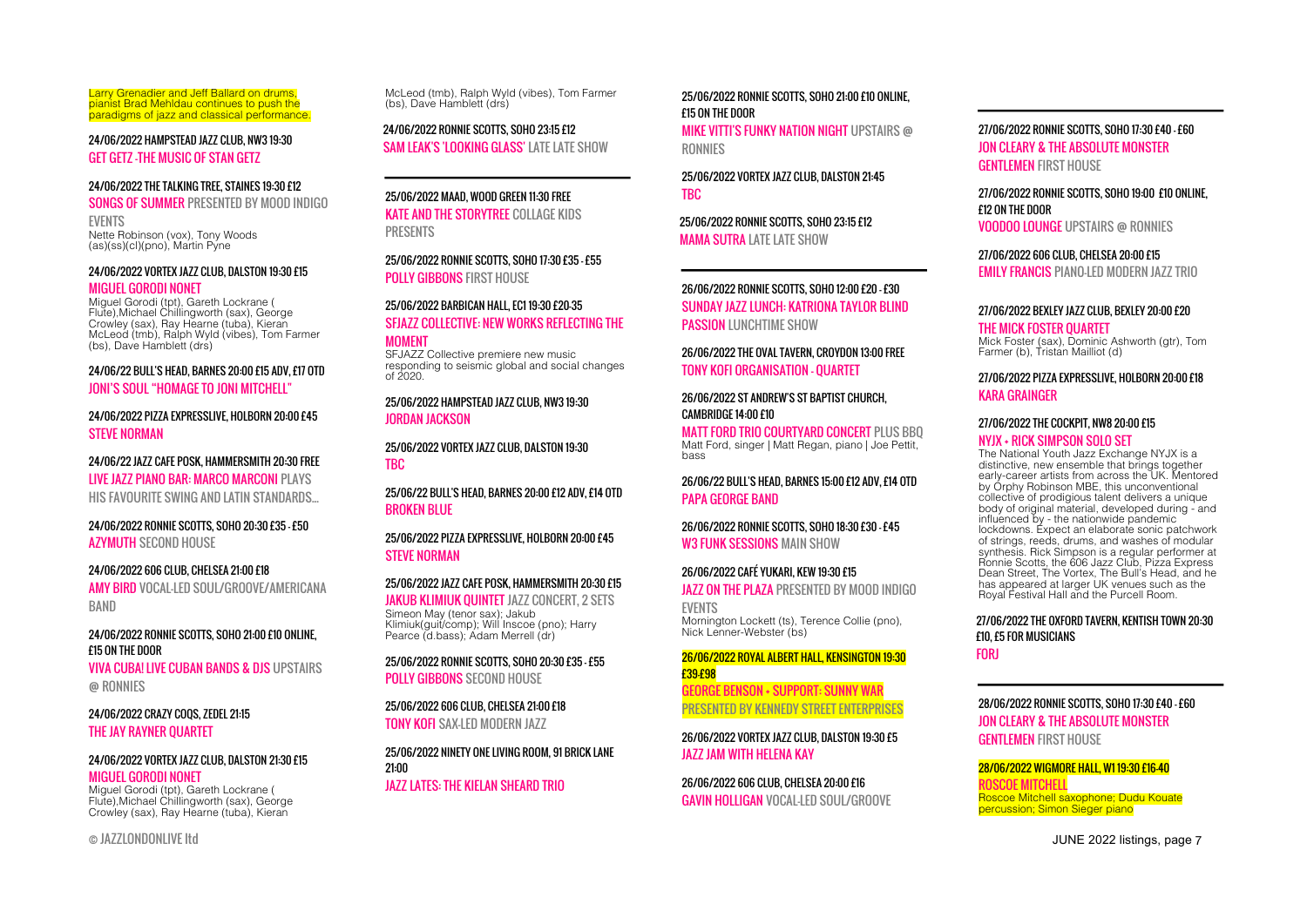Larry Grenadier and Jeff Ballard on drums, pianist Brad Mehldau continues to push the paradigms of jazz and classical performance.

24/06/2022 HAMPSTEAD JAZZ CLUB, NW3 19:30
GET GETZ -THE MUSIC OF STAN GETZ

24/06/2022 THE TALKING TREE, STAINES 19:30 £12
SONGS OF SUMMER PRESENTED BY MOOD INDIGO EVENTS
Nette Robinson (vox), Tony Woods (as)(ss)(cl)(pno), Martin Pyne

24/06/2022 VORTEX JAZZ CLUB, DALSTON 19:30 £15
MIGUEL GORODI NONET
Miguel Gorodi (tpt), Gareth Lockrane ( Flute),Michael Chillingworth (sax), George Crowley (sax), Ray Hearne (tuba), Kieran McLeod (tmb), Ralph Wyld (vibes), Tom Farmer (bs), Dave Hamblett (drs)

24/06/22 BULL'S HEAD, BARNES 20:00 £15 ADV, £17 OTD
JONI'S SOUL "HOMAGE TO JONI MITCHELL"

24/06/2022 PIZZA EXPRESSLIVE, HOLBORN 20:00 £45
STEVE NORMAN

24/06/22 JAZZ CAFE POSK, HAMMERSMITH 20:30 FREE
LIVE JAZZ PIANO BAR: MARCO MARCONI PLAYS HIS FAVOURITE SWING AND LATIN STANDARDS...

24/06/2022 RONNIE SCOTTS, SOHO 20:30 £35 - £50
AZYMUTH SECOND HOUSE

24/06/2022 606 CLUB, CHELSEA 21:00 £18
AMY BIRD VOCAL-LED SOUL/GROOVE/AMERICANA BAND

24/06/2022 RONNIE SCOTTS, SOHO 21:00 £10 ONLINE, £15 ON THE DOOR
VIVA CUBA! LIVE CUBAN BANDS & DJS UPSTAIRS @ RONNIES

24/06/2022 CRAZY COQS, ZEDEL 21:15
THE JAY RAYNER QUARTET

24/06/2022 VORTEX JAZZ CLUB, DALSTON 21:30 £15
MIGUEL GORODI NONET
Miguel Gorodi (tpt), Gareth Lockrane ( Flute),Michael Chillingworth (sax), George Crowley (sax), Ray Hearne (tuba), Kieran McLeod (tmb), Ralph Wyld (vibes), Tom Farmer (bs), Dave Hamblett (drs)

24/06/2022 RONNIE SCOTTS, SOHO 23:15 £12
SAM LEAK'S 'LOOKING GLASS' LATE LATE SHOW

---

25/06/2022 MAAD, WOOD GREEN 11:30 FREE
KATE AND THE STORYTREE COLLAGE KIDS PRESENTS

25/06/2022 RONNIE SCOTTS, SOHO 17:30 £35 - £55
POLLY GIBBONS FIRST HOUSE

25/06/2022 BARBICAN HALL, EC1 19:30 £20-35
SFJAZZ COLLECTIVE: NEW WORKS REFLECTING THE MOMENT
SFJAZZ Collective premiere new music responding to seismic global and social changes of 2020.

25/06/2022 HAMPSTEAD JAZZ CLUB, NW3 19:30
JORDAN JACKSON

25/06/2022 VORTEX JAZZ CLUB, DALSTON 19:30
TBC

25/06/22 BULL'S HEAD, BARNES 20:00 £12 ADV, £14 OTD
BROKEN BLUE

25/06/2022 PIZZA EXPRESSLIVE, HOLBORN 20:00 £45
STEVE NORMAN

25/06/2022 JAZZ CAFE POSK, HAMMERSMITH 20:30 £15
JAKUB KLIMIUK QUINTET JAZZ CONCERT, 2 SETS
Simeon May (tenor sax); Jakub Klimiuk(guit/comp); Will Inscoe (pno); Harry Pearce (d.bass); Adam Merrell (dr)

25/06/2022 RONNIE SCOTTS, SOHO 20:30 £35 - £55
POLLY GIBBONS SECOND HOUSE

25/06/2022 606 CLUB, CHELSEA 21:00 £18
TONY KOFI SAX-LED MODERN JAZZ

25/06/2022 NINETY ONE LIVING ROOM, 91 BRICK LANE 21:00
JAZZ LATES: THE KIELAN SHEARD TRIO

25/06/2022 RONNIE SCOTTS, SOHO 21:00 £10 ONLINE, £15 ON THE DOOR
MIKE VITTI'S FUNKY NATION NIGHT UPSTAIRS @ RONNIES

25/06/2022 VORTEX JAZZ CLUB, DALSTON 21:45
TBC

25/06/2022 RONNIE SCOTTS, SOHO 23:15 £12
MAMA SUTRA LATE LATE SHOW

---

26/06/2022 RONNIE SCOTTS, SOHO 12:00 £20 - £30
SUNDAY JAZZ LUNCH: KATRIONA TAYLOR BLIND PASSION LUNCHTIME SHOW

26/06/2022 THE OVAL TAVERN, CROYDON 13:00 FREE
TONY KOFI ORGANISATION - QUARTET

26/06/2022 ST ANDREW'S ST BAPTIST CHURCH, CAMBRIDGE 14:00 £10
MATT FORD TRIO COURTYARD CONCERT PLUS BBQ
Matt Ford, singer | Matt Regan, piano | Joe Pettit, bass

26/06/22 BULL'S HEAD, BARNES 15:00 £12 ADV, £14 OTD
PAPA GEORGE BAND

26/06/2022 RONNIE SCOTTS, SOHO 18:30 £30 - £45
W3 FUNK SESSIONS MAIN SHOW

26/06/2022 CAFÉ YUKARI, KEW 19:30 £15
JAZZ ON THE PLAZA PRESENTED BY MOOD INDIGO EVENTS
Mornington Lockett (ts), Terence Collie (pno), Nick Lenner-Webster (bs)

26/06/2022 ROYAL ALBERT HALL, KENSINGTON 19:30 £39-£98
GEORGE BENSON + SUPPORT: SUNNY WAR PRESENTED BY KENNEDY STREET ENTERPRISES

26/06/2022 VORTEX JAZZ CLUB, DALSTON 19:30 £5
JAZZ JAM WITH HELENA KAY

26/06/2022 606 CLUB, CHELSEA 20:00 £16
GAVIN HOLLIGAN VOCAL-LED SOUL/GROOVE

---

27/06/2022 RONNIE SCOTTS, SOHO 17:30 £40 - £60
JON CLEARY & THE ABSOLUTE MONSTER GENTLEMEN FIRST HOUSE

27/06/2022 RONNIE SCOTTS, SOHO 19:00 £10 ONLINE, £12 ON THE DOOR
VOODOO LOUNGE UPSTAIRS @ RONNIES

27/06/2022 606 CLUB, CHELSEA 20:00 £15
EMILY FRANCIS PIANO-LED MODERN JAZZ TRIO

27/06/2022 BEXLEY JAZZ CLUB, BEXLEY 20:00 £20
THE MICK FOSTER QUARTET
Mick Foster (sax), Dominic Ashworth (gtr), Tom Farmer (b), Tristan Mailliot (d)

27/06/2022 PIZZA EXPRESSLIVE, HOLBORN 20:00 £18
KARA GRAINGER

27/06/2022 THE COCKPIT, NW8 20:00 £15
NYJX + RICK SIMPSON SOLO SET
The National Youth Jazz Exchange NYJX is a distinctive, new ensemble that brings together early-career artists from across the UK. Mentored by Orphy Robinson MBE, this unconventional collective of prodigious talent delivers a unique body of original material, developed during - and influenced by - the nationwide pandemic lockdowns. Expect an elaborate sonic patchwork of strings, reeds, drums, and washes of modular synthesis. Rick Simpson is a regular performer at Ronnie Scotts, the 606 Jazz Club, Pizza Express Dean Street, The Vortex, The Bull's Head, and he has appeared at larger UK venues such as the Royal Festival Hall and the Purcell Room.

27/06/2022 THE OXFORD TAVERN, KENTISH TOWN 20:30 £10, £5 FOR MUSICIANS
FORJ

---

28/06/2022 RONNIE SCOTTS, SOHO 17:30 £40 - £60
JON CLEARY & THE ABSOLUTE MONSTER GENTLEMEN FIRST HOUSE

28/06/2022 WIGMORE HALL, W1 19:30 £16-40
ROSCOE MITCHELL
Roscoe Mitchell saxophone; Dudu Kouate percussion; Simon Sieger piano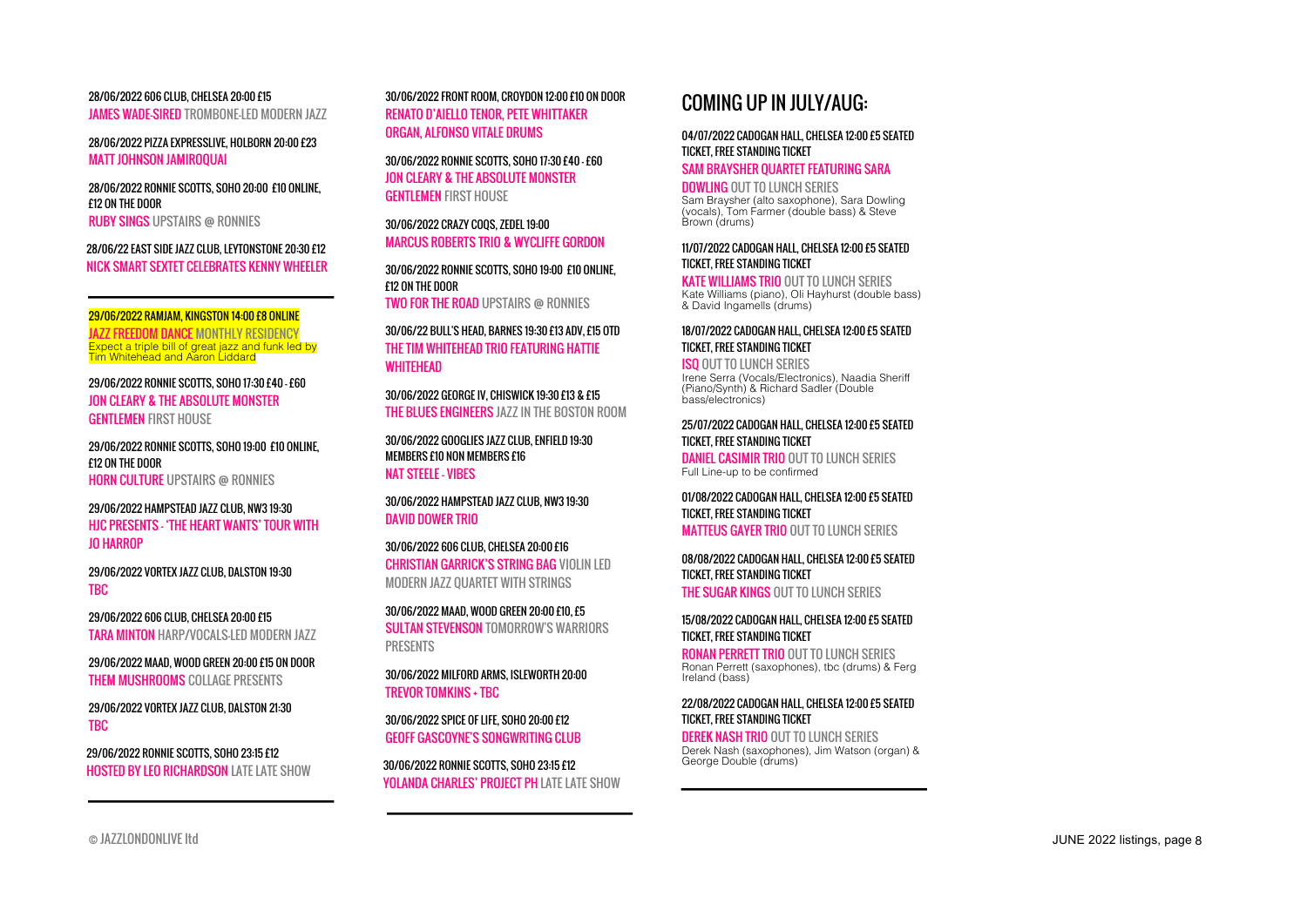28/06/2022 606 CLUB, CHELSEA 20:00 £15
JAMES WADE-SIRED TROMBONE-LED MODERN JAZZ

28/06/2022 PIZZA EXPRESSLIVE, HOLBORN 20:00 £23
MATT JOHNSON JAMIROQUAI

28/06/2022 RONNIE SCOTTS, SOHO 20:00 £10 ONLINE, £12 ON THE DOOR
RUBY SINGS UPSTAIRS @ RONNIES

28/06/22 EAST SIDE JAZZ CLUB, LEYTONSTONE 20:30 £12
NICK SMART SEXTET CELEBRATES KENNY WHEELER

---

29/06/2022 RAMJAM, KINGSTON 14:00 £8 ONLINE
JAZZ FREEDOM DANCE MONTHLY RESIDENCY
Expect a triple bill of great jazz and funk led by Tim Whitehead and Aaron Liddard

29/06/2022 RONNIE SCOTTS, SOHO 17:30 £40 - £60
JON CLEARY & THE ABSOLUTE MONSTER GENTLEMEN FIRST HOUSE

29/06/2022 RONNIE SCOTTS, SOHO 19:00 £10 ONLINE, £12 ON THE DOOR
HORN CULTURE UPSTAIRS @ RONNIES

29/06/2022 HAMPSTEAD JAZZ CLUB, NW3 19:30
HJC PRESENTS - 'THE HEART WANTS' TOUR WITH JO HARROP

29/06/2022 VORTEX JAZZ CLUB, DALSTON 19:30
TBC

29/06/2022 606 CLUB, CHELSEA 20:00 £15
TARA MINTON HARP/VOCALS-LED MODERN JAZZ

29/06/2022 MAAD, WOOD GREEN 20:00 £15 ON DOOR
THEM MUSHROOMS COLLAGE PRESENTS

29/06/2022 VORTEX JAZZ CLUB, DALSTON 21:30
TBC

29/06/2022 RONNIE SCOTTS, SOHO 23:15 £12
HOSTED BY LEO RICHARDSON LATE LATE SHOW

---

30/06/2022 FRONT ROOM, CROYDON 12:00 £10 ON DOOR
RENATO D'AIELLO TENOR, PETE WHITTAKER ORGAN, ALFONSO VITALE DRUMS

30/06/2022 RONNIE SCOTTS, SOHO 17:30 £40 - £60
JON CLEARY & THE ABSOLUTE MONSTER GENTLEMEN FIRST HOUSE

30/06/2022 CRAZY COQS, ZEDEL 19:00
MARCUS ROBERTS TRIO & WYCLIFFE GORDON

30/06/2022 RONNIE SCOTTS, SOHO 19:00 £10 ONLINE, £12 ON THE DOOR
TWO FOR THE ROAD UPSTAIRS @ RONNIES

30/06/22 BULL'S HEAD, BARNES 19:30 £13 ADV, £15 OTD
THE TIM WHITEHEAD TRIO FEATURING HATTIE WHITEHEAD

30/06/2022 GEORGE IV, CHISWICK 19:30 £13 & £15
THE BLUES ENGINEERS JAZZ IN THE BOSTON ROOM

30/06/2022 GOOGLIES JAZZ CLUB, ENFIELD 19:30 MEMBERS £10 NON MEMBERS £16
NAT STEELE - VIBES

30/06/2022 HAMPSTEAD JAZZ CLUB, NW3 19:30
DAVID DOWER TRIO

30/06/2022 606 CLUB, CHELSEA 20:00 £16
CHRISTIAN GARRICK'S STRING BAG VIOLIN LED MODERN JAZZ QUARTET WITH STRINGS

30/06/2022 MAAD, WOOD GREEN 20:00 £10, £5
SULTAN STEVENSON TOMORROW'S WARRIORS PRESENTS

30/06/2022 MILFORD ARMS, ISLEWORTH 20:00
TREVOR TOMKINS + TBC

30/06/2022 SPICE OF LIFE, SOHO 20:00 £12
GEOFF GASCOYNE'S SONGWRITING CLUB

30/06/2022 RONNIE SCOTTS, SOHO 23:15 £12
YOLANDA CHARLES' PROJECT PH LATE LATE SHOW

---

# COMING UP IN JULY/AUG:

04/07/2022 CADOGAN HALL, CHELSEA 12:00 £5 SEATED TICKET, FREE STANDING TICKET
SAM BRAYSHER QUARTET FEATURING SARA DOWLING OUT TO LUNCH SERIES
Sam Braysher (alto saxophone), Sara Dowling (vocals), Tom Farmer (double bass) & Steve Brown (drums)

11/07/2022 CADOGAN HALL, CHELSEA 12:00 £5 SEATED TICKET, FREE STANDING TICKET
KATE WILLIAMS TRIO OUT TO LUNCH SERIES
Kate Williams (piano), Oli Hayhurst (double bass) & David Ingamells (drums)

18/07/2022 CADOGAN HALL, CHELSEA 12:00 £5 SEATED TICKET, FREE STANDING TICKET
ISQ OUT TO LUNCH SERIES
Irene Serra (Vocals/Electronics), Naadia Sheriff (Piano/Synth) & Richard Sadler (Double bass/electronics)

25/07/2022 CADOGAN HALL, CHELSEA 12:00 £5 SEATED TICKET, FREE STANDING TICKET
DANIEL CASIMIR TRIO OUT TO LUNCH SERIES
Full Line-up to be confirmed

01/08/2022 CADOGAN HALL, CHELSEA 12:00 £5 SEATED TICKET, FREE STANDING TICKET
MATTEUS GAYER TRIO OUT TO LUNCH SERIES

08/08/2022 CADOGAN HALL, CHELSEA 12:00 £5 SEATED TICKET, FREE STANDING TICKET
THE SUGAR KINGS OUT TO LUNCH SERIES

15/08/2022 CADOGAN HALL, CHELSEA 12:00 £5 SEATED TICKET, FREE STANDING TICKET
RONAN PERRETT TRIO OUT TO LUNCH SERIES
Ronan Perrett (saxophones), tbc (drums) & Ferg Ireland (bass)

22/08/2022 CADOGAN HALL, CHELSEA 12:00 £5 SEATED TICKET, FREE STANDING TICKET
DEREK NASH TRIO OUT TO LUNCH SERIES
Derek Nash (saxophones), Jim Watson (organ) & George Double (drums)

© JAZZLONDONLIVE ltd